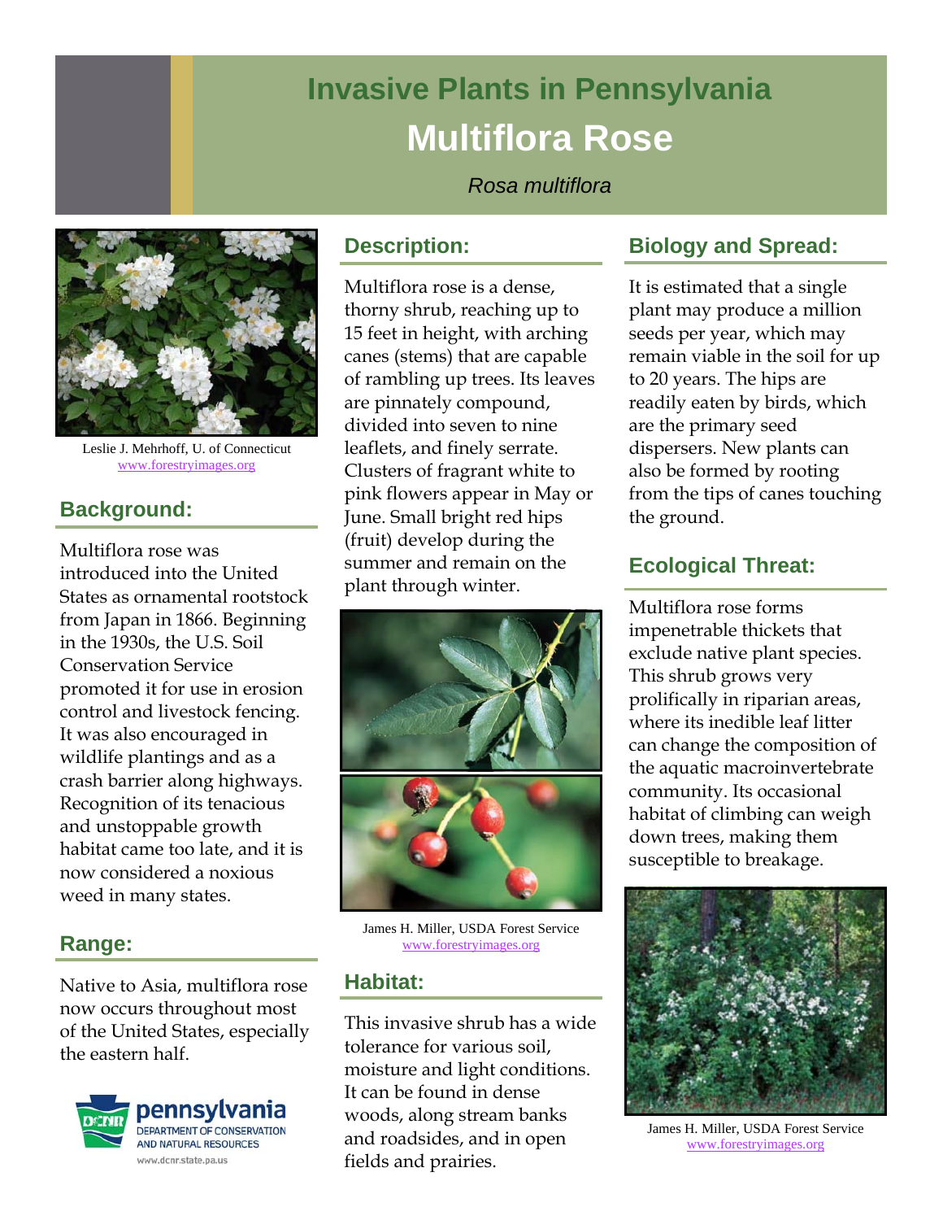# Invasive Plants in Pennsylvania

# Multiflora Rose

*Rosa multiflora*

Leslie J. Mehrhoff, U. of Connecticut
www.forestryimages.org

## Background:

Multiflora rose was introduced into the United States as ornamental rootstock from Japan in 1866. Beginning in the 1930s, the U.S. Soil Conservation Service promoted it for use in erosion control and livestock fencing. It was also encouraged in wildlife plantings and as a crash barrier along highways. Recognition of its tenacious and unstoppable growth habitat came too late, and it is now considered a noxious weed in many states.

## Range:

Native to Asia, multiflora rose now occurs throughout most of the United States, especially the eastern half.

## Description:

Multiflora rose is a dense, thorny shrub, reaching up to 15 feet in height, with arching canes (stems) that are capable of rambling up trees. Its leaves are pinnately compound, divided into seven to nine leaflets, and finely serrate. Clusters of fragrant white to pink flowers appear in May or June. Small bright red hips (fruit) develop during the summer and remain on the plant through winter.

James H. Miller, USDA Forest Service
www.forestryimages.org

## Habitat:

This invasive shrub has a wide tolerance for various soil, moisture and light conditions. It can be found in dense woods, along stream banks and roadsides, and in open fields and prairies.

## Biology and Spread:

It is estimated that a single plant may produce a million seeds per year, which may remain viable in the soil for up to 20 years. The hips are readily eaten by birds, which are the primary seed dispersers. New plants can also be formed by rooting from the tips of canes touching the ground.

## Ecological Threat:

Multiflora rose forms impenetrable thickets that exclude native plant species. This shrub grows very prolifically in riparian areas, where its inedible leaf litter can change the composition of the aquatic macroinvertebrate community. Its occasional habitat of climbing can weigh down trees, making them susceptible to breakage.

James H. Miller, USDA Forest Service
www.forestryimages.org

pennsylvania
DEPARTMENT OF CONSERVATION AND NATURAL RESOURCES
www.dcnr.state.pa.us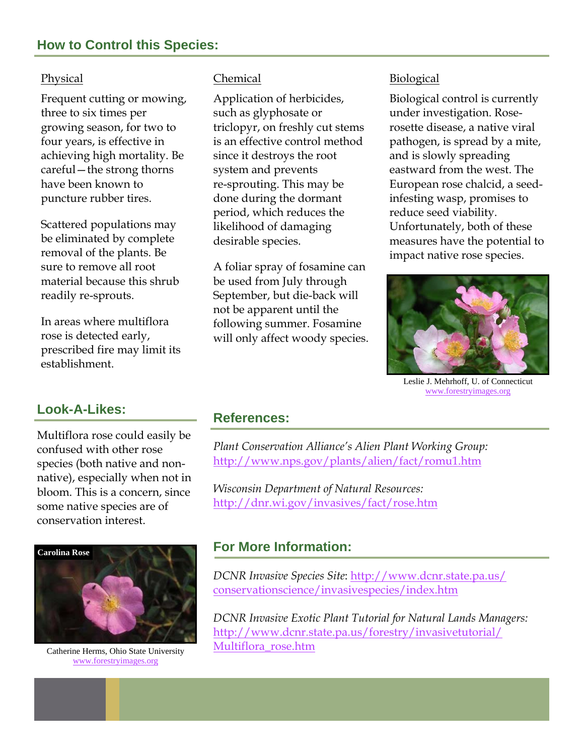## How to Control this Species:

### Physical

Frequent cutting or mowing, three to six times per growing season, for two to four years, is effective in achieving high mortality. Be careful—the strong thorns have been known to puncture rubber tires.

Scattered populations may be eliminated by complete removal of the plants. Be sure to remove all root material because this shrub readily re-sprouts.

In areas where multiflora rose is detected early, prescribed fire may limit its establishment.

### Chemical

Application of herbicides, such as glyphosate or triclopyr, on freshly cut stems is an effective control method since it destroys the root system and prevents re-sprouting. This may be done during the dormant period, which reduces the likelihood of damaging desirable species.

A foliar spray of fosamine can be used from July through September, but die-back will not be apparent until the following summer. Fosamine will only affect woody species.

### Biological

Biological control is currently under investigation. Rose-rosette disease, a native viral pathogen, is spread by a mite, and is slowly spreading eastward from the west. The European rose chalcid, a seed-infesting wasp, promises to reduce seed viability. Unfortunately, both of these measures have the potential to impact native rose species.

Leslie J. Mehrhoff, U. of Connecticut
www.forestryimages.org

## Look-A-Likes:

Multiflora rose could easily be confused with other rose species (both native and non-native), especially when not in bloom. This is a concern, since some native species are of conservation interest.

Carolina Rose

Catherine Herms, Ohio State University
www.forestryimages.org

## References:

*Plant Conservation Alliance's Alien Plant Working Group:* http://www.nps.gov/plants/alien/fact/romu1.htm

*Wisconsin Department of Natural Resources:* http://dnr.wi.gov/invasives/fact/rose.htm

## For More Information:

*DCNR Invasive Species Site*: http://www.dcnr.state.pa.us/conservationscience/invasivespecies/index.htm

*DCNR Invasive Exotic Plant Tutorial for Natural Lands Managers:* http://www.dcnr.state.pa.us/forestry/invasivetutorial/Multiflora_rose.htm